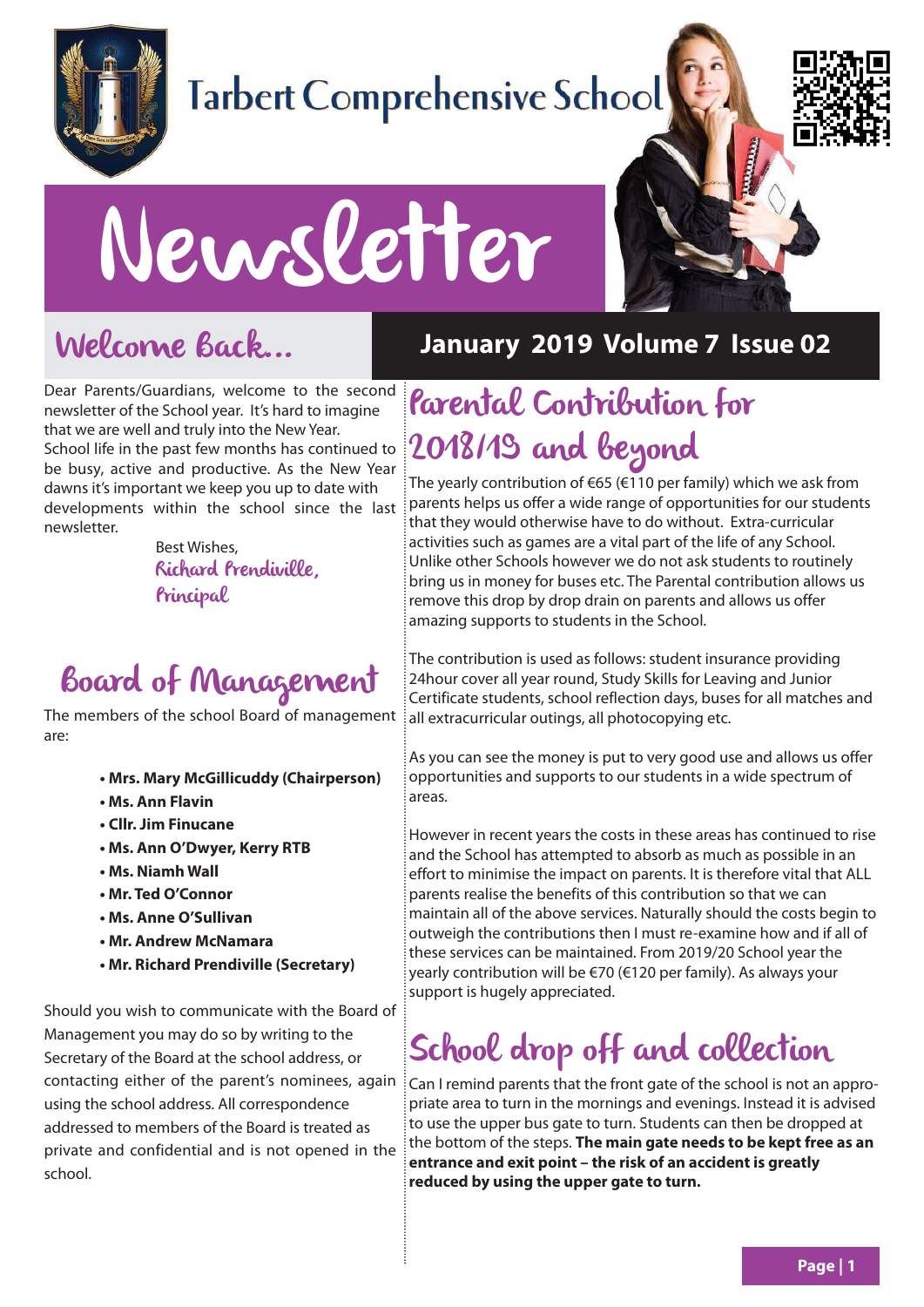# Tarbert Comprehensive School

# Newsletter

## Welcome Back...

**January 2019 Volume 7 Issue 02**

Dear Parents/Guardians, welcome to the second newsletter of the School year. It's hard to imagine that we are well and truly into the New Year. School life in the past few months has continued to be busy, active and productive. As the New Year dawns it's important we keep you up to date with developments within the school since the last newsletter.

Best Wishes,
Richard Prendiville,
Principal

## Board of Management

The members of the school Board of management are:

- **Mrs. Mary McGillicuddy (Chairperson)**
- **Ms. Ann Flavin**
- **Cllr. Jim Finucane**
- **Ms. Ann O'Dwyer, Kerry RTB**
- **Ms. Niamh Wall**
- **Mr. Ted O'Connor**
- **Ms. Anne O'Sullivan**
- **Mr. Andrew McNamara**
- **Mr. Richard Prendiville (Secretary)**

Should you wish to communicate with the Board of Management you may do so by writing to the Secretary of the Board at the school address, or contacting either of the parent's nominees, again using the school address. All correspondence addressed to members of the Board is treated as private and confidential and is not opened in the school.

## Parental Contribution for 2018/19 and beyond

The yearly contribution of €65 (€110 per family) which we ask from parents helps us offer a wide range of opportunities for our students that they would otherwise have to do without. Extra-curricular activities such as games are a vital part of the life of any School. Unlike other Schools however we do not ask students to routinely bring us in money for buses etc. The Parental contribution allows us remove this drop by drop drain on parents and allows us offer amazing supports to students in the School.

The contribution is used as follows: student insurance providing 24hour cover all year round, Study Skills for Leaving and Junior Certificate students, school reflection days, buses for all matches and all extracurricular outings, all photocopying etc.

As you can see the money is put to very good use and allows us offer opportunities and supports to our students in a wide spectrum of areas.

However in recent years the costs in these areas has continued to rise and the School has attempted to absorb as much as possible in an effort to minimise the impact on parents. It is therefore vital that ALL parents realise the benefits of this contribution so that we can maintain all of the above services. Naturally should the costs begin to outweigh the contributions then I must re-examine how and if all of these services can be maintained. From 2019/20 School year the yearly contribution will be €70 (€120 per family). As always your support is hugely appreciated.

## School drop off and collection

Can I remind parents that the front gate of the school is not an appropriate area to turn in the mornings and evenings. Instead it is advised to use the upper bus gate to turn. Students can then be dropped at the bottom of the steps. **The main gate needs to be kept free as an entrance and exit point – the risk of an accident is greatly reduced by using the upper gate to turn.**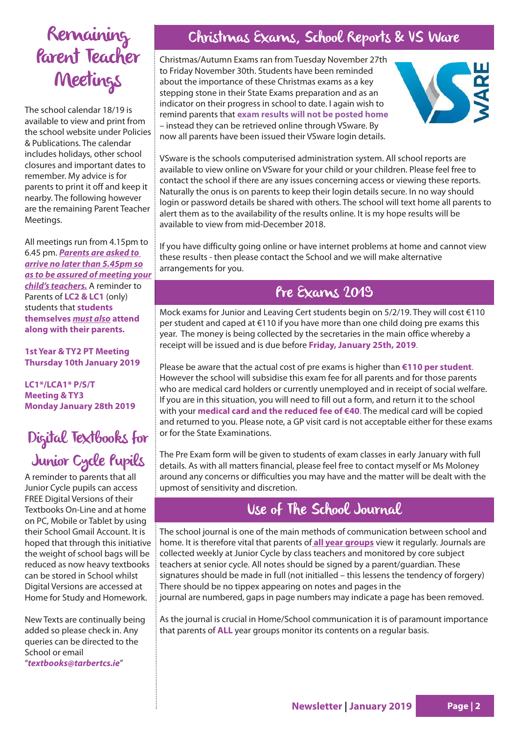## Remaining Parent Teacher Meetings

The school calendar 18/19 is available to view and print from the school website under Policies & Publications. The calendar includes holidays, other school closures and important dates to remember. My advice is for parents to print it off and keep it nearby. The following however are the remaining Parent Teacher Meetings.

All meetings run from 4.15pm to 6.45 pm. ***Parents are asked to arrive no later than 5.45pm so as to be assured of meeting your child's teachers.*** A reminder to Parents of **LC2 & LC1** (only) students that **students themselves *must also* attend along with their parents.**

**1st Year & TY2 PT Meeting**
**Thursday 10th January 2019**

**LC1*/LCA1* P/S/T**
**Meeting & TY3**
**Monday January 28th 2019**

## Digital Textbooks for Junior Cycle Pupils

A reminder to parents that all Junior Cycle pupils can access FREE Digital Versions of their Textbooks On-Line and at home on PC, Mobile or Tablet by using their School Gmail Account. It is hoped that through this initiative the weight of school bags will be reduced as now heavy textbooks can be stored in School whilst Digital Versions are accessed at Home for Study and Homework.

New Texts are continually being added so please check in. Any queries can be directed to the School or email "***textbooks@tarbertcs.ie***"

## Christmas Exams, School Reports & VS Ware

Christmas/Autumn Exams ran from Tuesday November 27th to Friday November 30th. Students have been reminded about the importance of these Christmas exams as a key stepping stone in their State Exams preparation and as an indicator on their progress in school to date. I again wish to remind parents that **exam results will not be posted home** – instead they can be retrieved online through VSware. By now all parents have been issued their VSware login details.

VSware is the schools computerised administration system. All school reports are available to view online on VSware for your child or your children. Please feel free to contact the school if there are any issues concerning access or viewing these reports. Naturally the onus is on parents to keep their login details secure. In no way should login or password details be shared with others. The school will text home all parents to alert them as to the availability of the results online. It is my hope results will be available to view from mid-December 2018.

If you have difficulty going online or have internet problems at home and cannot view these results - then please contact the School and we will make alternative arrangements for you.

## Pre Exams 2019

Mock exams for Junior and Leaving Cert students begin on 5/2/19. They will cost €110 per student and caped at €110 if you have more than one child doing pre exams this year. The money is being collected by the secretaries in the main office whereby a receipt will be issued and is due before **Friday, January 25th, 2019**.

Please be aware that the actual cost of pre exams is higher than **€110 per student**. However the school will subsidise this exam fee for all parents and for those parents who are medical card holders or currently unemployed and in receipt of social welfare. If you are in this situation, you will need to fill out a form, and return it to the school with your **medical card and the reduced fee of €40**. The medical card will be copied and returned to you. Please note, a GP visit card is not acceptable either for these exams or for the State Examinations.

The Pre Exam form will be given to students of exam classes in early January with full details. As with all matters financial, please feel free to contact myself or Ms Moloney around any concerns or difficulties you may have and the matter will be dealt with the upmost of sensitivity and discretion.

## Use of The School Journal

The school journal is one of the main methods of communication between school and home. It is therefore vital that parents of **all year groups** view it regularly. Journals are collected weekly at Junior Cycle by class teachers and monitored by core subject teachers at senior cycle. All notes should be signed by a parent/guardian. These signatures should be made in full (not initialled – this lessens the tendency of forgery) There should be no tippex appearing on notes and pages in the journal are numbered, gaps in page numbers may indicate a page has been removed.

As the journal is crucial in Home/School communication it is of paramount importance that parents of **ALL** year groups monitor its contents on a regular basis.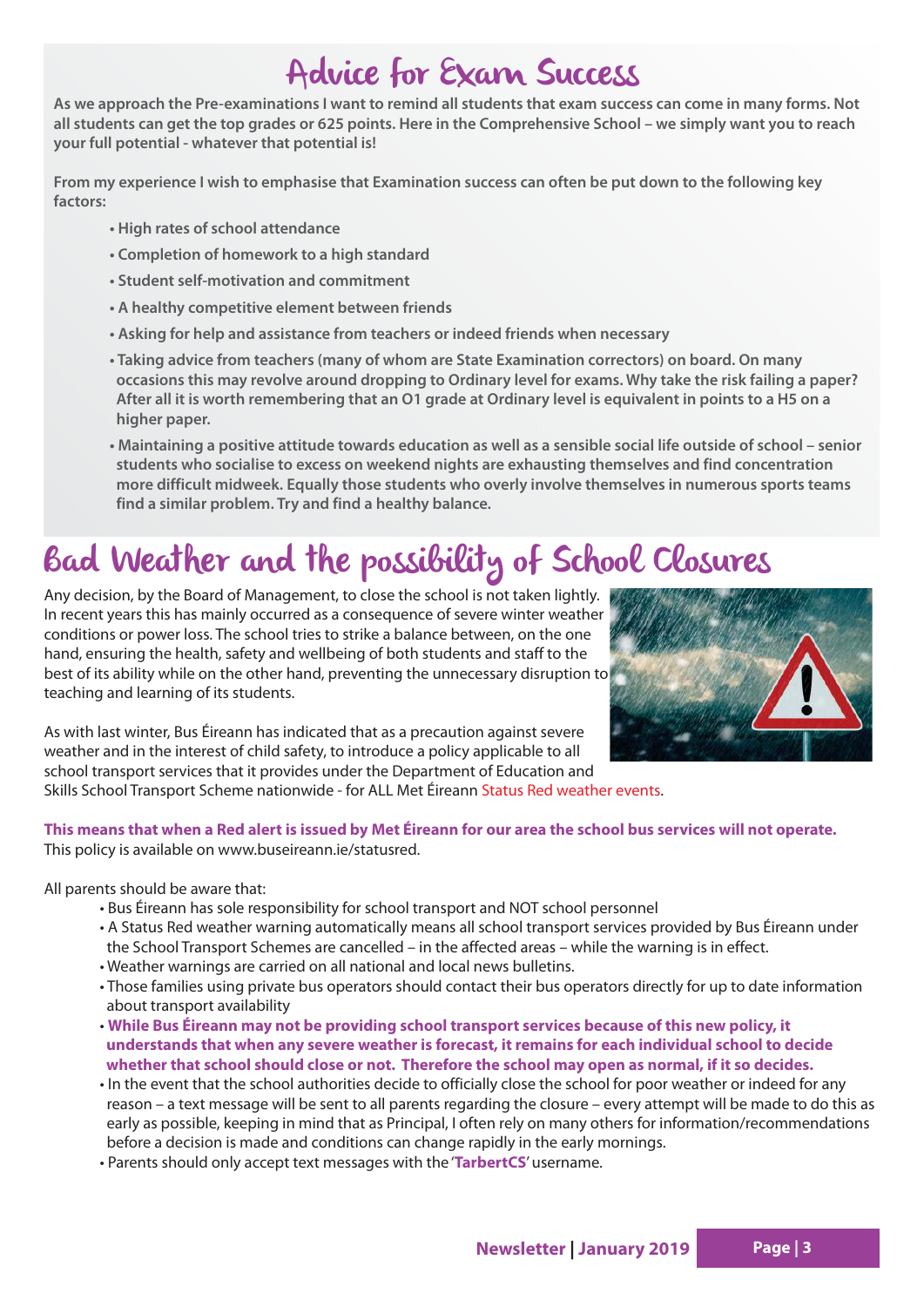# Advice for Exam Success

**As we approach the Pre-examinations I want to remind all students that exam success can come in many forms. Not all students can get the top grades or 625 points. Here in the Comprehensive School – we simply want you to reach your full potential - whatever that potential is!**

**From my experience I wish to emphasise that Examination success can often be put down to the following key factors:**

- **High rates of school attendance**
- **Completion of homework to a high standard**
- **Student self-motivation and commitment**
- **A healthy competitive element between friends**
- **Asking for help and assistance from teachers or indeed friends when necessary**
- **Taking advice from teachers (many of whom are State Examination correctors) on board. On many occasions this may revolve around dropping to Ordinary level for exams. Why take the risk failing a paper? After all it is worth remembering that an O1 grade at Ordinary level is equivalent in points to a H5 on a higher paper.**
- **Maintaining a positive attitude towards education as well as a sensible social life outside of school – senior students who socialise to excess on weekend nights are exhausting themselves and find concentration more difficult midweek. Equally those students who overly involve themselves in numerous sports teams find a similar problem. Try and find a healthy balance.**

# Bad Weather and the possibility of School Closures

Any decision, by the Board of Management, to close the school is not taken lightly. In recent years this has mainly occurred as a consequence of severe winter weather conditions or power loss. The school tries to strike a balance between, on the one hand, ensuring the health, safety and wellbeing of both students and staff to the best of its ability while on the other hand, preventing the unnecessary disruption to teaching and learning of its students.

As with last winter, Bus Éireann has indicated that as a precaution against severe weather and in the interest of child safety, to introduce a policy applicable to all school transport services that it provides under the Department of Education and Skills School Transport Scheme nationwide - for ALL Met Éireann Status Red weather events.

**This means that when a Red alert is issued by Met Éireann for our area the school bus services will not operate.** This policy is available on www.buseireann.ie/statusred.

All parents should be aware that:

- Bus Éireann has sole responsibility for school transport and NOT school personnel
- A Status Red weather warning automatically means all school transport services provided by Bus Éireann under the School Transport Schemes are cancelled – in the affected areas – while the warning is in effect.
- Weather warnings are carried on all national and local news bulletins.
- Those families using private bus operators should contact their bus operators directly for up to date information about transport availability
- **While Bus Éireann may not be providing school transport services because of this new policy, it understands that when any severe weather is forecast, it remains for each individual school to decide whether that school should close or not. Therefore the school may open as normal, if it so decides.**
- In the event that the school authorities decide to officially close the school for poor weather or indeed for any reason – a text message will be sent to all parents regarding the closure – every attempt will be made to do this as early as possible, keeping in mind that as Principal, I often rely on many others for information/recommendations before a decision is made and conditions can change rapidly in the early mornings.
- Parents should only accept text messages with the '**TarbertCS**' username.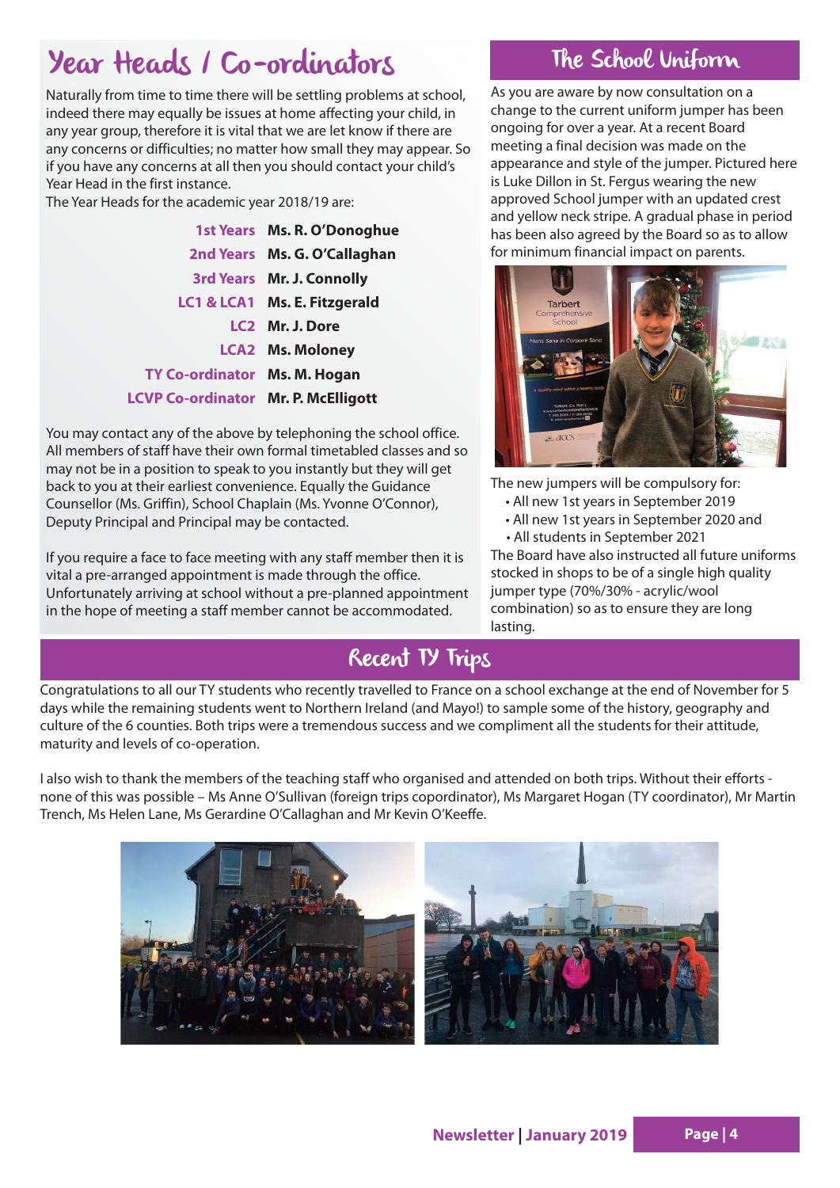## Year Heads / Co-ordinators

Naturally from time to time there will be settling problems at school, indeed there may equally be issues at home affecting your child, in any year group, therefore it is vital that we are let know if there are any concerns or difficulties; no matter how small they may appear. So if you have any concerns at all then you should contact your child's Year Head in the first instance.

The Year Heads for the academic year 2018/19 are:

| | |
|---|---|
| 1st Years | **Ms. R. O'Donoghue** |
| 2nd Years | **Ms. G. O'Callaghan** |
| 3rd Years | **Mr. J. Connolly** |
| LC1 & LCA1 | **Ms. E. Fitzgerald** |
| LC2 | **Mr. J. Dore** |
| LCA2 | **Ms. Moloney** |
| TY Co-ordinator | **Ms. M. Hogan** |
| LCVP Co-ordinator | **Mr. P. McElligott** |

You may contact any of the above by telephoning the school office. All members of staff have their own formal timetabled classes and so may not be in a position to speak to you instantly but they will get back to you at their earliest convenience. Equally the Guidance Counsellor (Ms. Griffin), School Chaplain (Ms. Yvonne O'Connor), Deputy Principal and Principal may be contacted.

If you require a face to face meeting with any staff member then it is vital a pre-arranged appointment is made through the office. Unfortunately arriving at school without a pre-planned appointment in the hope of meeting a staff member cannot be accommodated.

## The School Uniform

As you are aware by now consultation on a change to the current uniform jumper has been ongoing for over a year. At a recent Board meeting a final decision was made on the appearance and style of the jumper. Pictured here is Luke Dillon in St. Fergus wearing the new approved School jumper with an updated crest and yellow neck stripe. A gradual phase in period has been also agreed by the Board so as to allow for minimum financial impact on parents.

The new jumpers will be compulsory for:

- All new 1st years in September 2019
- All new 1st years in September 2020 and
- All students in September 2021

The Board have also instructed all future uniforms stocked in shops to be of a single high quality jumper type (70%/30% - acrylic/wool combination) so as to ensure they are long lasting.

## Recent TY Trips

Congratulations to all our TY students who recently travelled to France on a school exchange at the end of November for 5 days while the remaining students went to Northern Ireland (and Mayo!) to sample some of the history, geography and culture of the 6 counties. Both trips were a tremendous success and we compliment all the students for their attitude, maturity and levels of co-operation.

I also wish to thank the members of the teaching staff who organised and attended on both trips. Without their efforts - none of this was possible – Ms Anne O'Sullivan (foreign trips copordinator), Ms Margaret Hogan (TY coordinator), Mr Martin Trench, Ms Helen Lane, Ms Gerardine O'Callaghan and Mr Kevin O'Keeffe.